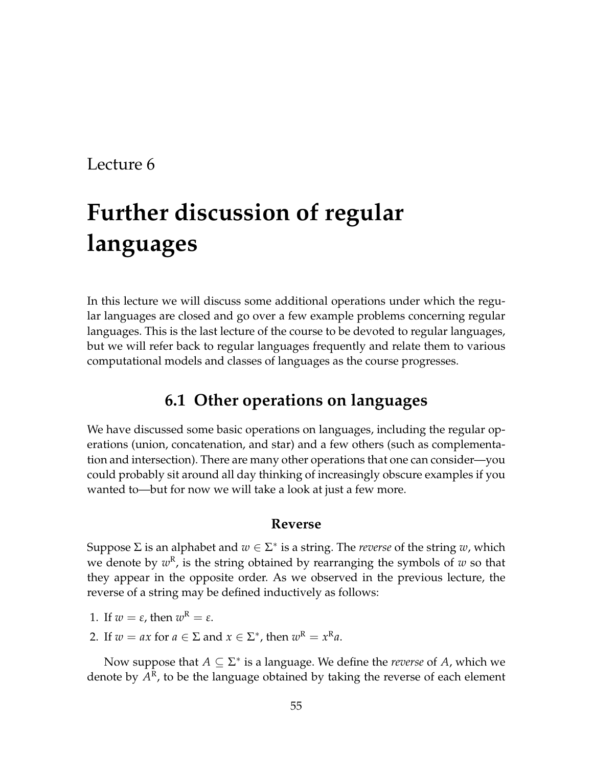Lecture 6

# Further discussion of regular languages

In this lecture we will discuss some additional operations under which the regular languages are closed and go over a few example problems concerning regular languages. This is the last lecture of the course to be devoted to regular languages, but we will refer back to regular languages frequently and relate them to various computational models and classes of languages as the course progresses.

## 6.1 Other operations on languages

We have discussed some basic operations on languages, including the regular operations (union, concatenation, and star) and a few others (such as complementation and intersection). There are many other operations that one can consider—you could probably sit around all day thinking of increasingly obscure examples if you wanted to—but for now we will take a look at just a few more.

### Reverse

Suppose $\Sigma$ is an alphabet and $w \in \Sigma^*$ is a string. The *reverse* of the string $w$, which we denote by $w^{\mathrm{R}}$, is the string obtained by rearranging the symbols of $w$ so that they appear in the opposite order. As we observed in the previous lecture, the reverse of a string may be defined inductively as follows:

1. If $w = \varepsilon$, then $w^{\mathrm{R}} = \varepsilon$.
2. If $w = ax$ for $a \in \Sigma$ and $x \in \Sigma^*$, then $w^{\mathrm{R}} = x^{\mathrm{R}}a$.

Now suppose that $A \subseteq \Sigma^*$ is a language. We define the *reverse* of $A$, which we denote by $A^{\mathrm{R}}$, to be the language obtained by taking the reverse of each element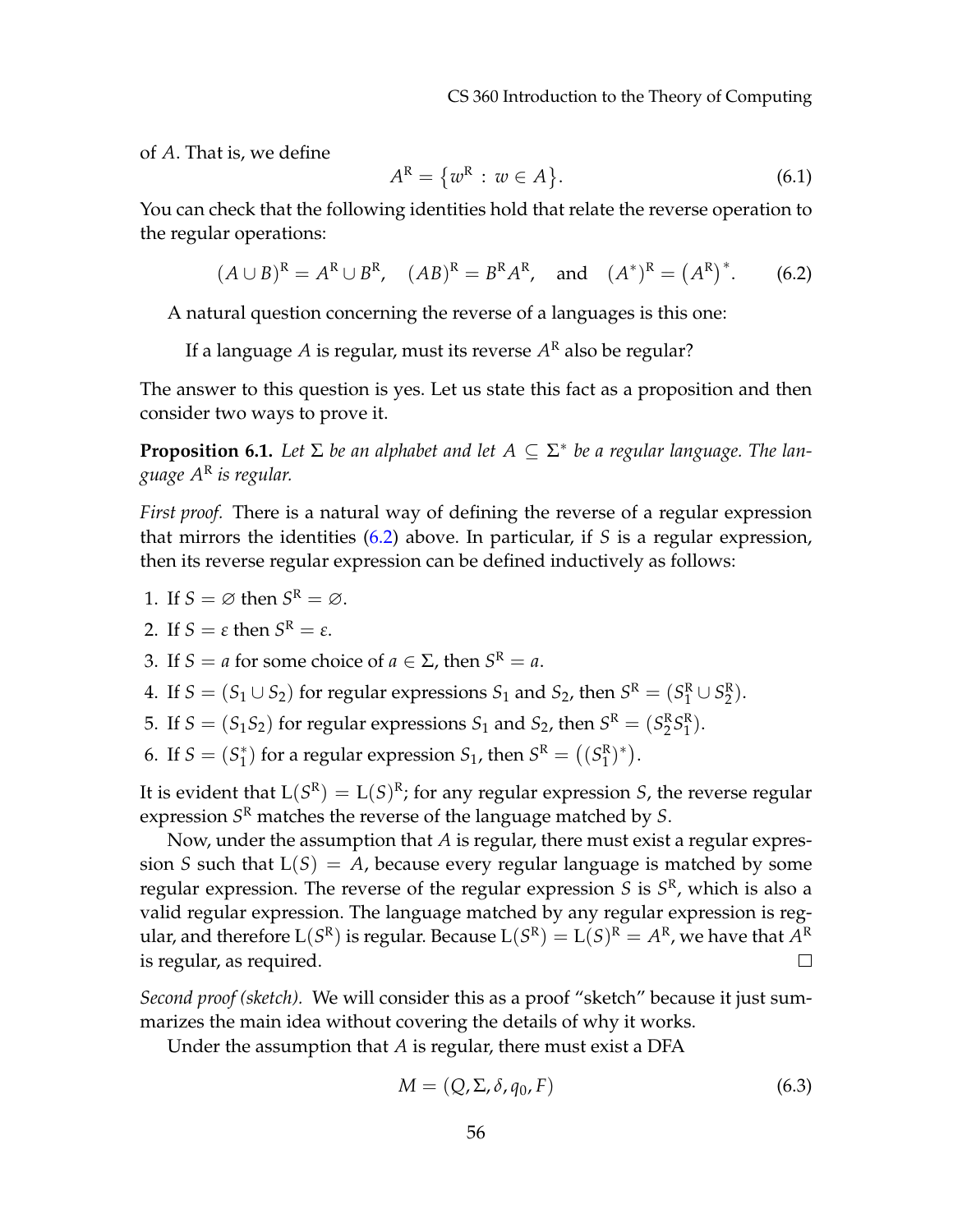of $A$. That is, we define

$$A^{\mathrm{R}} = \{w^{\mathrm{R}} : w \in A\}. \tag{6.1}$$

You can check that the following identities hold that relate the reverse operation to the regular operations:

$$(A \cup B)^{\mathrm{R}} = A^{\mathrm{R}} \cup B^{\mathrm{R}}, \quad (AB)^{\mathrm{R}} = B^{\mathrm{R}} A^{\mathrm{R}}, \quad \text{and} \quad (A^*)^{\mathrm{R}} = (A^{\mathrm{R}})^*. \tag{6.2}$$

A natural question concerning the reverse of a languages is this one:

If a language $A$ is regular, must its reverse $A^{\mathrm{R}}$ also be regular?

The answer to this question is yes. Let us state this fact as a proposition and then consider two ways to prove it.

**Proposition 6.1.** *Let $\Sigma$ be an alphabet and let $A \subseteq \Sigma^*$ be a regular language. The language $A^{\mathrm{R}}$ is regular.*

*First proof.* There is a natural way of defining the reverse of a regular expression that mirrors the identities (6.2) above. In particular, if $S$ is a regular expression, then its reverse regular expression can be defined inductively as follows:

1. If $S = \varnothing$ then $S^{\mathrm{R}} = \varnothing$.
2. If $S = \varepsilon$ then $S^{\mathrm{R}} = \varepsilon$.
3. If $S = a$ for some choice of $a \in \Sigma$, then $S^{\mathrm{R}} = a$.
4. If $S = (S_1 \cup S_2)$ for regular expressions $S_1$ and $S_2$, then $S^{\mathrm{R}} = (S_1^{\mathrm{R}} \cup S_2^{\mathrm{R}})$.
5. If $S = (S_1 S_2)$ for regular expressions $S_1$ and $S_2$, then $S^{\mathrm{R}} = (S_2^{\mathrm{R}} S_1^{\mathrm{R}})$.
6. If $S = (S_1^*)$ for a regular expression $S_1$, then $S^{\mathrm{R}} = ((S_1^{\mathrm{R}})^*)$.

It is evident that $\mathrm{L}(S^{\mathrm{R}}) = \mathrm{L}(S)^{\mathrm{R}}$; for any regular expression $S$, the reverse regular expression $S^{\mathrm{R}}$ matches the reverse of the language matched by $S$.

Now, under the assumption that $A$ is regular, there must exist a regular expression $S$ such that $\mathrm{L}(S) = A$, because every regular language is matched by some regular expression. The reverse of the regular expression $S$ is $S^{\mathrm{R}}$, which is also a valid regular expression. The language matched by any regular expression is regular, and therefore $\mathrm{L}(S^{\mathrm{R}})$ is regular. Because $\mathrm{L}(S^{\mathrm{R}}) = \mathrm{L}(S)^{\mathrm{R}} = A^{\mathrm{R}}$, we have that $A^{\mathrm{R}}$ is regular, as required. □

*Second proof (sketch).* We will consider this as a proof "sketch" because it just summarizes the main idea without covering the details of why it works.

Under the assumption that $A$ is regular, there must exist a DFA

$$M = (Q, \Sigma, \delta, q_0, F) \tag{6.3}$$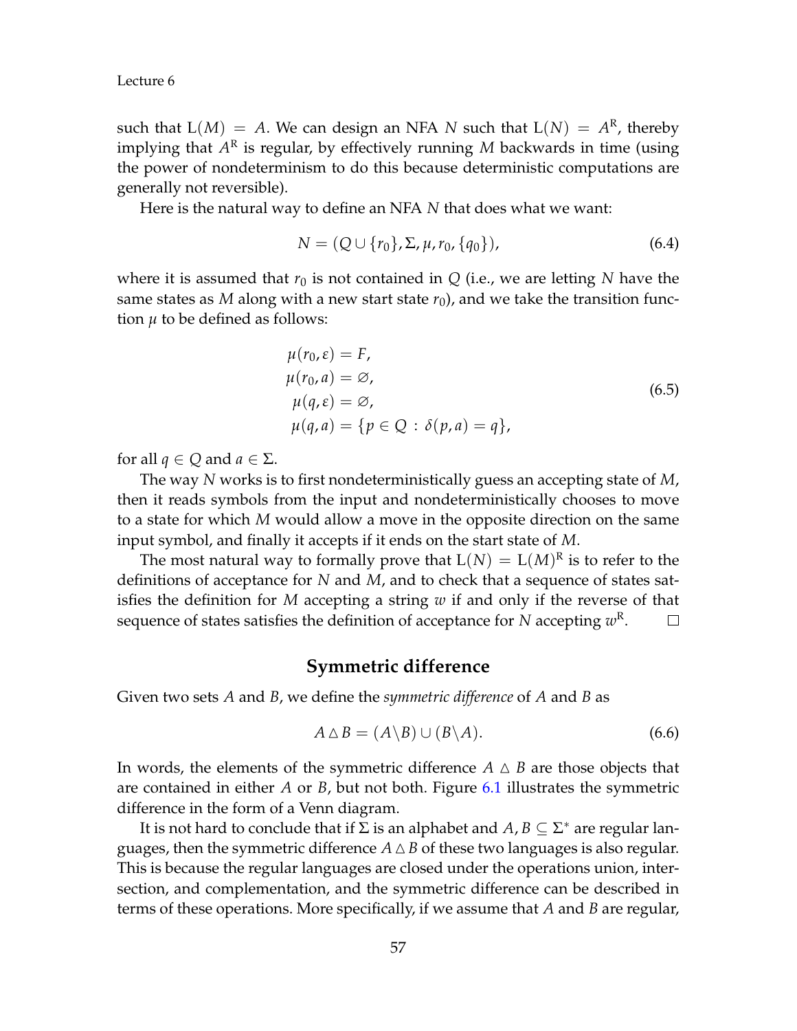such that $\mathrm{L}(M) = A$. We can design an NFA $N$ such that $\mathrm{L}(N) = A^{\mathrm{R}}$, thereby implying that $A^{\mathrm{R}}$ is regular, by effectively running $M$ backwards in time (using the power of nondeterminism to do this because deterministic computations are generally not reversible).

Here is the natural way to define an NFA $N$ that does what we want:

$$N = (Q \cup \{r_0\}, \Sigma, \mu, r_0, \{q_0\}), \tag{6.4}$$

where it is assumed that $r_0$ is not contained in $Q$ (i.e., we are letting $N$ have the same states as $M$ along with a new start state $r_0$), and we take the transition function $\mu$ to be defined as follows:

$$\begin{aligned}
\mu(r_0, \varepsilon) &= F, \\
\mu(r_0, a) &= \varnothing, \\
\mu(q, \varepsilon) &= \varnothing, \\
\mu(q, a) &= \{p \in Q \,:\, \delta(p, a) = q\},
\end{aligned} \tag{6.5}$$

for all $q \in Q$ and $a \in \Sigma$.

The way $N$ works is to first nondeterministically guess an accepting state of $M$, then it reads symbols from the input and nondeterministically chooses to move to a state for which $M$ would allow a move in the opposite direction on the same input symbol, and finally it accepts if it ends on the start state of $M$.

The most natural way to formally prove that $\mathrm{L}(N) = \mathrm{L}(M)^{\mathrm{R}}$ is to refer to the definitions of acceptance for $N$ and $M$, and to check that a sequence of states satisfies the definition for $M$ accepting a string $w$ if and only if the reverse of that sequence of states satisfies the definition of acceptance for $N$ accepting $w^{\mathrm{R}}$. □

## Symmetric difference

Given two sets $A$ and $B$, we define the *symmetric difference* of $A$ and $B$ as

$$A \bigtriangleup B = (A \backslash B) \cup (B \backslash A). \tag{6.6}$$

In words, the elements of the symmetric difference $A \bigtriangleup B$ are those objects that are contained in either $A$ or $B$, but not both. Figure 6.1 illustrates the symmetric difference in the form of a Venn diagram.

It is not hard to conclude that if $\Sigma$ is an alphabet and $A, B \subseteq \Sigma^*$ are regular languages, then the symmetric difference $A \bigtriangleup B$ of these two languages is also regular. This is because the regular languages are closed under the operations union, intersection, and complementation, and the symmetric difference can be described in terms of these operations. More specifically, if we assume that $A$ and $B$ are regular,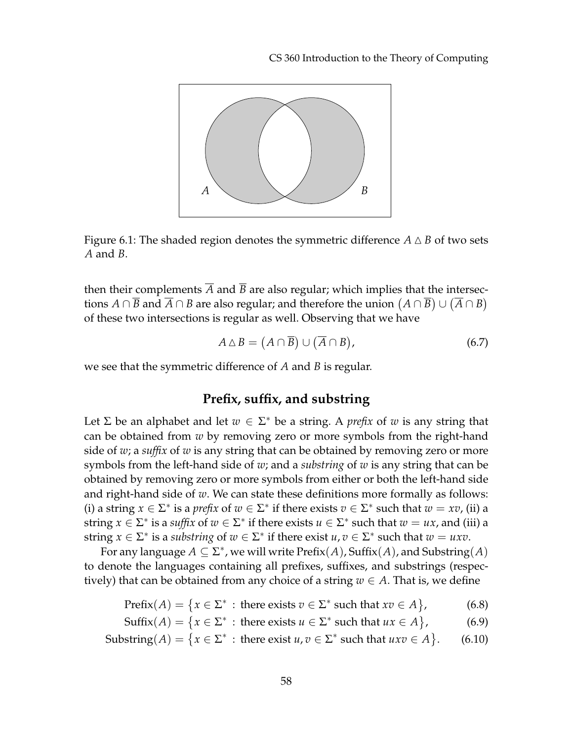Figure 6.1: The shaded region denotes the symmetric difference $A \triangle B$ of two sets $A$ and $B$.

then their complements $\overline{A}$ and $\overline{B}$ are also regular; which implies that the intersections $A \cap \overline{B}$ and $\overline{A} \cap B$ are also regular; and therefore the union $(A \cap \overline{B}) \cup (\overline{A} \cap B)$ of these two intersections is regular as well. Observing that we have

$$A \triangle B = \big(A \cap \overline{B}\big) \cup \big(\overline{A} \cap B\big), \tag{6.7}$$

we see that the symmetric difference of $A$ and $B$ is regular.

## Prefix, suffix, and substring

Let $\Sigma$ be an alphabet and let $w \in \Sigma^*$ be a string. A *prefix* of $w$ is any string that can be obtained from $w$ by removing zero or more symbols from the right-hand side of $w$; a *suffix* of $w$ is any string that can be obtained by removing zero or more symbols from the left-hand side of $w$; and a *substring* of $w$ is any string that can be obtained by removing zero or more symbols from either or both the left-hand side and right-hand side of $w$. We can state these definitions more formally as follows: (i) a string $x \in \Sigma^*$ is a *prefix* of $w \in \Sigma^*$ if there exists $v \in \Sigma^*$ such that $w = xv$, (ii) a string $x \in \Sigma^*$ is a *suffix* of $w \in \Sigma^*$ if there exists $u \in \Sigma^*$ such that $w = ux$, and (iii) a string $x \in \Sigma^*$ is a *substring* of $w \in \Sigma^*$ if there exist $u, v \in \Sigma^*$ such that $w = uxv$.

For any language $A \subseteq \Sigma^*$, we will write $\text{Prefix}(A)$, $\text{Suffix}(A)$, and $\text{Substring}(A)$ to denote the languages containing all prefixes, suffixes, and substrings (respectively) that can be obtained from any choice of a string $w \in A$. That is, we define

$$\text{Prefix}(A) = \big\{x \in \Sigma^* \,:\, \text{there exists } v \in \Sigma^* \text{ such that } xv \in A\big\}, \tag{6.8}$$

$$\text{Suffix}(A) = \big\{x \in \Sigma^* \,:\, \text{there exists } u \in \Sigma^* \text{ such that } ux \in A\big\}, \tag{6.9}$$

$$\text{Substring}(A) = \big\{x \in \Sigma^* \,:\, \text{there exist } u, v \in \Sigma^* \text{ such that } uxv \in A\big\}. \tag{6.10}$$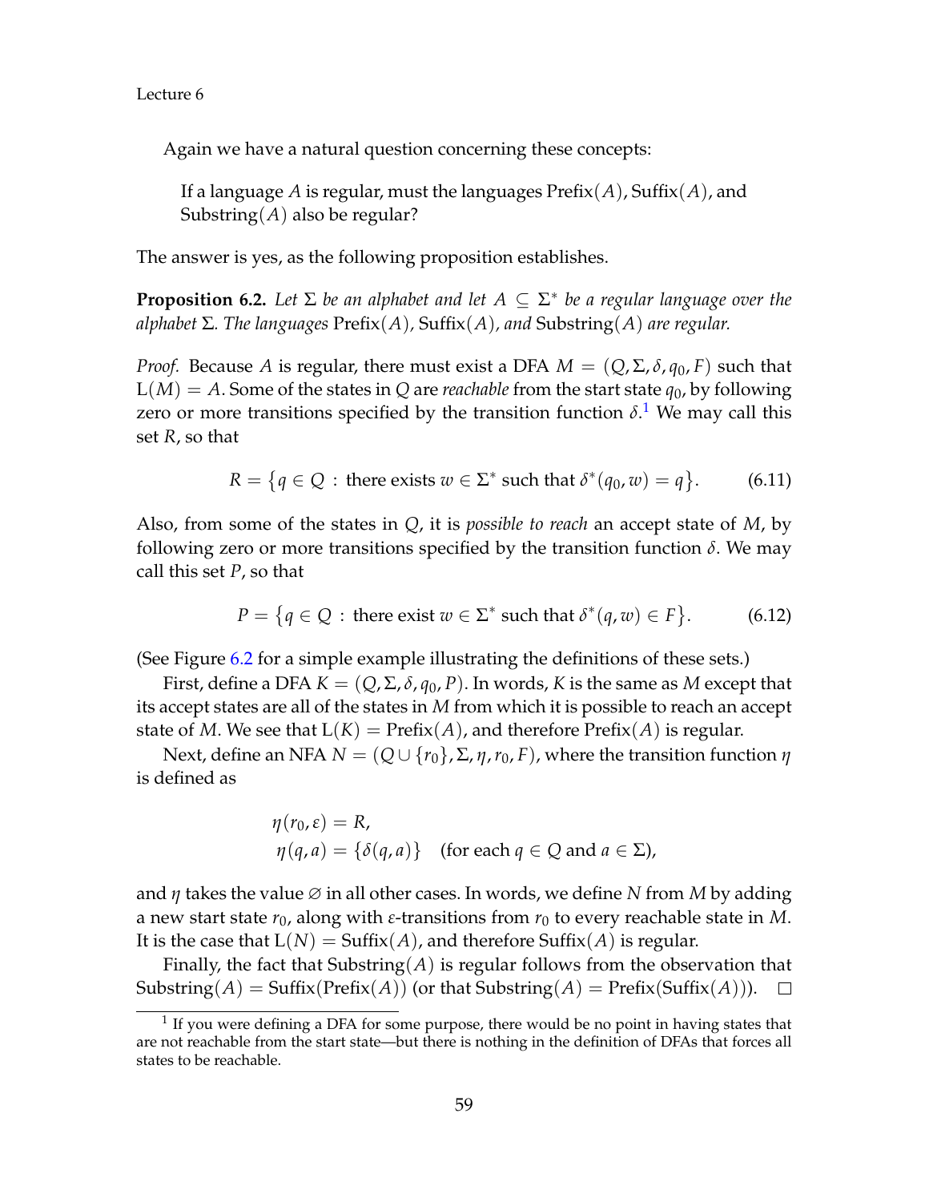Again we have a natural question concerning these concepts:

> If a language $A$ is regular, must the languages $\text{Prefix}(A)$, $\text{Suffix}(A)$, and $\text{Substring}(A)$ also be regular?

The answer is yes, as the following proposition establishes.

**Proposition 6.2.** *Let $\Sigma$ be an alphabet and let $A \subseteq \Sigma^*$ be a regular language over the alphabet $\Sigma$. The languages $\text{Prefix}(A)$, $\text{Suffix}(A)$, and $\text{Substring}(A)$ are regular.*

*Proof.* Because $A$ is regular, there must exist a DFA $M = (Q, \Sigma, \delta, q_0, F)$ such that $\text{L}(M) = A$. Some of the states in $Q$ are *reachable* from the start state $q_0$, by following zero or more transitions specified by the transition function $\delta$.[1] We may call this set $R$, so that

$$R = \{q \in Q : \text{there exists } w \in \Sigma^* \text{ such that } \delta^*(q_0, w) = q\}. \tag{6.11}$$

Also, from some of the states in $Q$, it is *possible to reach* an accept state of $M$, by following zero or more transitions specified by the transition function $\delta$. We may call this set $P$, so that

$$P = \{q \in Q : \text{there exist } w \in \Sigma^* \text{ such that } \delta^*(q, w) \in F\}. \tag{6.12}$$

(See Figure 6.2 for a simple example illustrating the definitions of these sets.)

First, define a DFA $K = (Q, \Sigma, \delta, q_0, P)$. In words, $K$ is the same as $M$ except that its accept states are all of the states in $M$ from which it is possible to reach an accept state of $M$. We see that $\text{L}(K) = \text{Prefix}(A)$, and therefore $\text{Prefix}(A)$ is regular.

Next, define an NFA $N = (Q \cup \{r_0\}, \Sigma, \eta, r_0, F)$, where the transition function $\eta$ is defined as

$$\begin{aligned}
\eta(r_0, \varepsilon) &= R, \\
\eta(q, a) &= \{\delta(q, a)\} \quad \text{(for each } q \in Q \text{ and } a \in \Sigma\text{)},
\end{aligned}$$

and $\eta$ takes the value $\varnothing$ in all other cases. In words, we define $N$ from $M$ by adding a new start state $r_0$, along with $\varepsilon$-transitions from $r_0$ to every reachable state in $M$. It is the case that $\text{L}(N) = \text{Suffix}(A)$, and therefore $\text{Suffix}(A)$ is regular.

Finally, the fact that $\text{Substring}(A)$ is regular follows from the observation that $\text{Substring}(A) = \text{Suffix}(\text{Prefix}(A))$ (or that $\text{Substring}(A) = \text{Prefix}(\text{Suffix}(A))$). □

[1] If you were defining a DFA for some purpose, there would be no point in having states that are not reachable from the start state—but there is nothing in the definition of DFAs that forces all states to be reachable.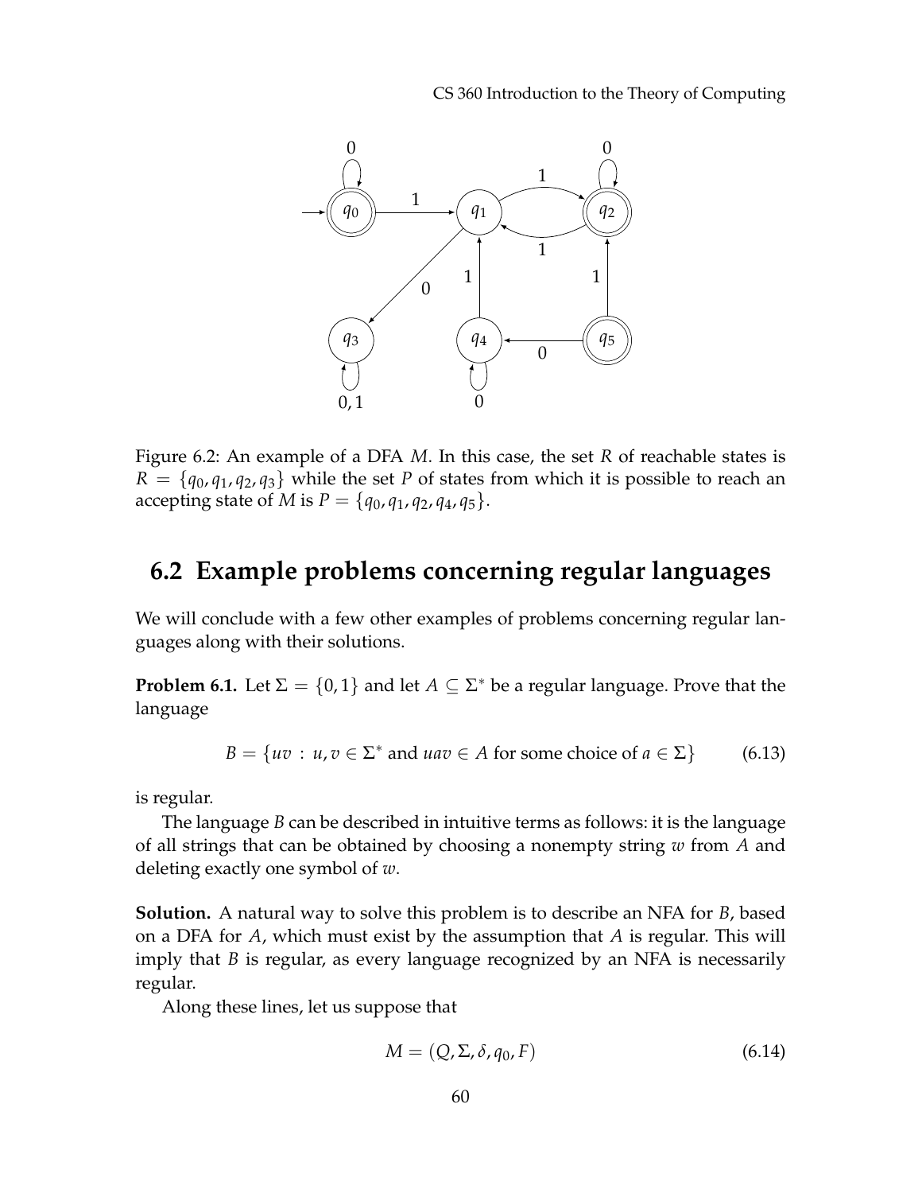Figure 6.2: An example of a DFA $M$. In this case, the set $R$ of reachable states is $R = \{q_0, q_1, q_2, q_3\}$ while the set $P$ of states from which it is possible to reach an accepting state of $M$ is $P = \{q_0, q_1, q_2, q_4, q_5\}$.

## 6.2 Example problems concerning regular languages

We will conclude with a few other examples of problems concerning regular languages along with their solutions.

**Problem 6.1.** Let $\Sigma = \{0, 1\}$ and let $A \subseteq \Sigma^*$ be a regular language. Prove that the language

$$B = \{uv \, : \, u, v \in \Sigma^* \text{ and } uav \in A \text{ for some choice of } a \in \Sigma\} \tag{6.13}$$

is regular.

The language $B$ can be described in intuitive terms as follows: it is the language of all strings that can be obtained by choosing a nonempty string $w$ from $A$ and deleting exactly one symbol of $w$.

**Solution.** A natural way to solve this problem is to describe an NFA for $B$, based on a DFA for $A$, which must exist by the assumption that $A$ is regular. This will imply that $B$ is regular, as every language recognized by an NFA is necessarily regular.

Along these lines, let us suppose that

$$M = (Q, \Sigma, \delta, q_0, F) \tag{6.14}$$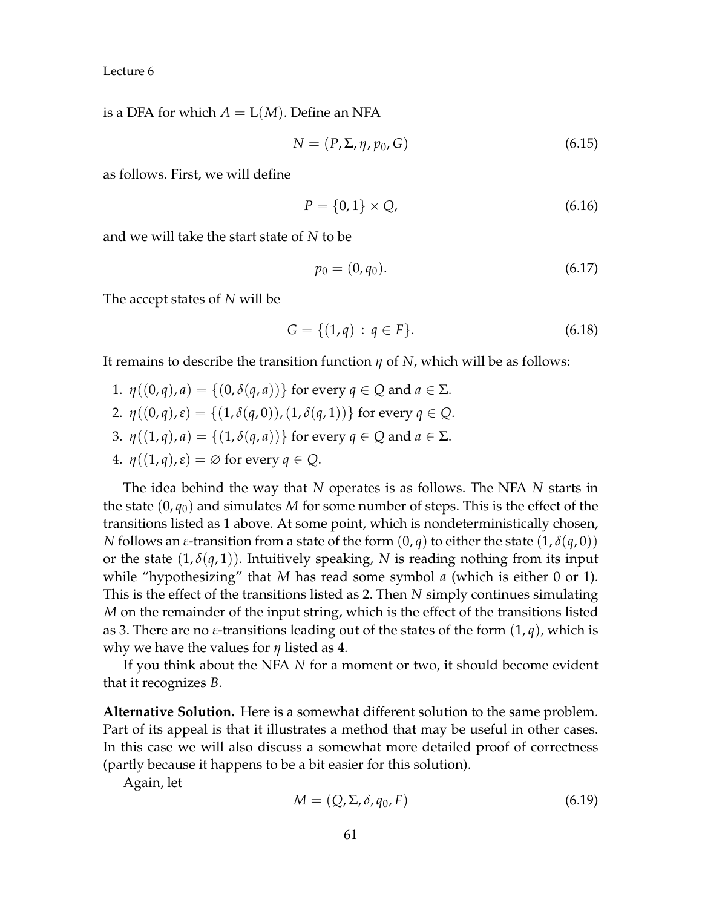is a DFA for which $A = L(M)$. Define an NFA

$$N = (P, \Sigma, \eta, p_0, G) \tag{6.15}$$

as follows. First, we will define

$$P = \{0, 1\} \times Q, \tag{6.16}$$

and we will take the start state of $N$ to be

$$p_0 = (0, q_0). \tag{6.17}$$

The accept states of $N$ will be

$$G = \{(1, q) \,:\, q \in F\}. \tag{6.18}$$

It remains to describe the transition function $\eta$ of $N$, which will be as follows:

1. $\eta((0, q), a) = \{(0, \delta(q, a))\}$ for every $q \in Q$ and $a \in \Sigma$.
2. $\eta((0, q), \varepsilon) = \{(1, \delta(q, 0)), (1, \delta(q, 1))\}$ for every $q \in Q$.
3. $\eta((1, q), a) = \{(1, \delta(q, a))\}$ for every $q \in Q$ and $a \in \Sigma$.
4. $\eta((1, q), \varepsilon) = \varnothing$ for every $q \in Q$.

The idea behind the way that $N$ operates is as follows. The NFA $N$ starts in the state $(0, q_0)$ and simulates $M$ for some number of steps. This is the effect of the transitions listed as 1 above. At some point, which is nondeterministically chosen, $N$ follows an $\varepsilon$-transition from a state of the form $(0, q)$ to either the state $(1, \delta(q, 0))$ or the state $(1, \delta(q, 1))$. Intuitively speaking, $N$ is reading nothing from its input while "hypothesizing" that $M$ has read some symbol $a$ (which is either 0 or 1). This is the effect of the transitions listed as 2. Then $N$ simply continues simulating $M$ on the remainder of the input string, which is the effect of the transitions listed as 3. There are no $\varepsilon$-transitions leading out of the states of the form $(1, q)$, which is why we have the values for $\eta$ listed as 4.

If you think about the NFA $N$ for a moment or two, it should become evident that it recognizes $B$.

**Alternative Solution.** Here is a somewhat different solution to the same problem. Part of its appeal is that it illustrates a method that may be useful in other cases. In this case we will also discuss a somewhat more detailed proof of correctness (partly because it happens to be a bit easier for this solution).

Again, let

$$M = (Q, \Sigma, \delta, q_0, F) \tag{6.19}$$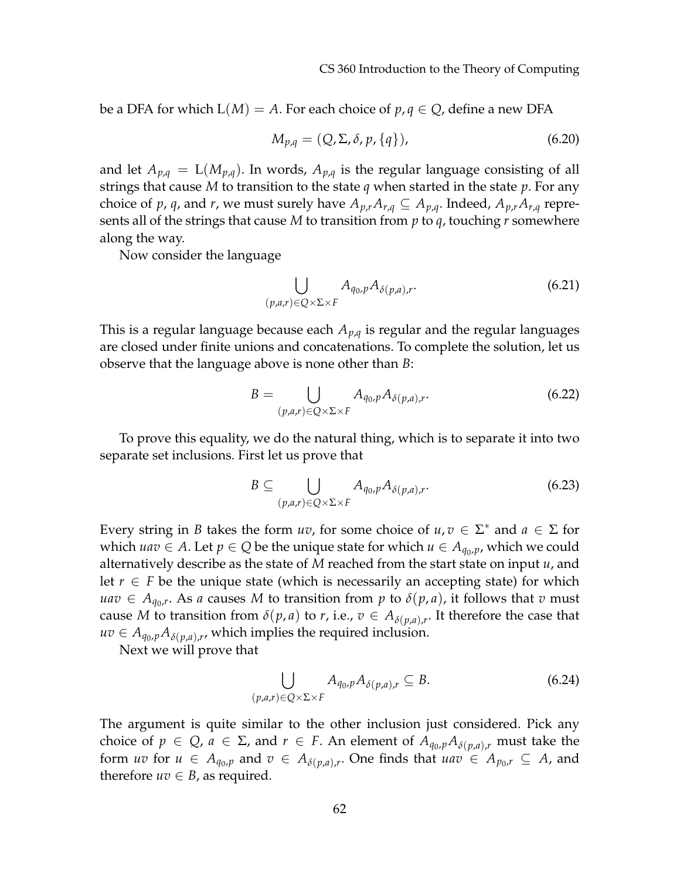be a DFA for which $\mathrm{L}(M) = A$. For each choice of $p, q \in Q$, define a new DFA

$$M_{p,q} = (Q, \Sigma, \delta, p, \{q\}), \tag{6.20}$$

and let $A_{p,q} = \mathrm{L}(M_{p,q})$. In words, $A_{p,q}$ is the regular language consisting of all strings that cause $M$ to transition to the state $q$ when started in the state $p$. For any choice of $p$, $q$, and $r$, we must surely have $A_{p,r}A_{r,q} \subseteq A_{p,q}$. Indeed, $A_{p,r}A_{r,q}$ represents all of the strings that cause $M$ to transition from $p$ to $q$, touching $r$ somewhere along the way.

Now consider the language

$$\bigcup_{(p,a,r) \in Q \times \Sigma \times F} A_{q_0,p} A_{\delta(p,a),r}. \tag{6.21}$$

This is a regular language because each $A_{p,q}$ is regular and the regular languages are closed under finite unions and concatenations. To complete the solution, let us observe that the language above is none other than $B$:

$$B = \bigcup_{(p,a,r) \in Q \times \Sigma \times F} A_{q_0,p} A_{\delta(p,a),r}. \tag{6.22}$$

To prove this equality, we do the natural thing, which is to separate it into two separate set inclusions. First let us prove that

$$B \subseteq \bigcup_{(p,a,r) \in Q \times \Sigma \times F} A_{q_0,p} A_{\delta(p,a),r}. \tag{6.23}$$

Every string in $B$ takes the form $uv$, for some choice of $u, v \in \Sigma^*$ and $a \in \Sigma$ for which $uav \in A$. Let $p \in Q$ be the unique state for which $u \in A_{q_0,p}$, which we could alternatively describe as the state of $M$ reached from the start state on input $u$, and let $r \in F$ be the unique state (which is necessarily an accepting state) for which $uav \in A_{q_0,r}$. As $a$ causes $M$ to transition from $p$ to $\delta(p,a)$, it follows that $v$ must cause $M$ to transition from $\delta(p,a)$ to $r$, i.e., $v \in A_{\delta(p,a),r}$. It therefore the case that $uv \in A_{q_0,p} A_{\delta(p,a),r}$, which implies the required inclusion.

Next we will prove that

$$\bigcup_{(p,a,r) \in Q \times \Sigma \times F} A_{q_0,p} A_{\delta(p,a),r} \subseteq B. \tag{6.24}$$

The argument is quite similar to the other inclusion just considered. Pick any choice of $p \in Q$, $a \in \Sigma$, and $r \in F$. An element of $A_{q_0,p} A_{\delta(p,a),r}$ must take the form $uv$ for $u \in A_{q_0,p}$ and $v \in A_{\delta(p,a),r}$. One finds that $uav \in A_{p_0,r} \subseteq A$, and therefore $uv \in B$, as required.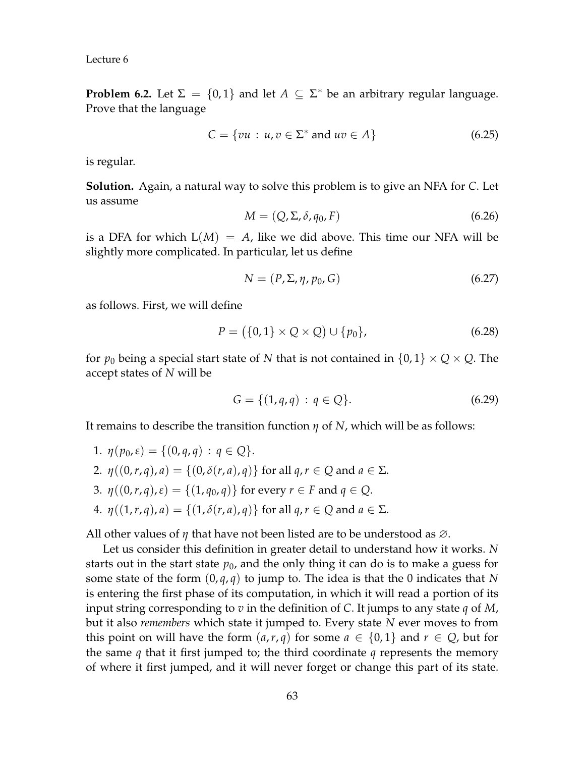**Problem 6.2.** Let $\Sigma = \{0,1\}$ and let $A \subseteq \Sigma^*$ be an arbitrary regular language. Prove that the language

$$C = \{vu : u, v \in \Sigma^* \text{ and } uv \in A\} \tag{6.25}$$

is regular.

**Solution.** Again, a natural way to solve this problem is to give an NFA for $C$. Let us assume

$$M = (Q, \Sigma, \delta, q_0, F) \tag{6.26}$$

is a DFA for which $\mathrm{L}(M) = A$, like we did above. This time our NFA will be slightly more complicated. In particular, let us define

$$N = (P, \Sigma, \eta, p_0, G) \tag{6.27}$$

as follows. First, we will define

$$P = \big(\{0,1\} \times Q \times Q\big) \cup \{p_0\}, \tag{6.28}$$

for $p_0$ being a special start state of $N$ that is not contained in $\{0,1\} \times Q \times Q$. The accept states of $N$ will be

$$G = \{(1, q, q) : q \in Q\}. \tag{6.29}$$

It remains to describe the transition function $\eta$ of $N$, which will be as follows:

1. $\eta(p_0, \varepsilon) = \{(0, q, q) : q \in Q\}$.
2. $\eta((0, r, q), a) = \{(0, \delta(r, a), q)\}$ for all $q, r \in Q$ and $a \in \Sigma$.
3. $\eta((0, r, q), \varepsilon) = \{(1, q_0, q)\}$ for every $r \in F$ and $q \in Q$.
4. $\eta((1, r, q), a) = \{(1, \delta(r, a), q)\}$ for all $q, r \in Q$ and $a \in \Sigma$.

All other values of $\eta$ that have not been listed are to be understood as $\varnothing$.

Let us consider this definition in greater detail to understand how it works. $N$ starts out in the start state $p_0$, and the only thing it can do is to make a guess for some state of the form $(0, q, q)$ to jump to. The idea is that the 0 indicates that $N$ is entering the first phase of its computation, in which it will read a portion of its input string corresponding to $v$ in the definition of $C$. It jumps to any state $q$ of $M$, but it also *remembers* which state it jumped to. Every state $N$ ever moves to from this point on will have the form $(a, r, q)$ for some $a \in \{0,1\}$ and $r \in Q$, but for the same $q$ that it first jumped to; the third coordinate $q$ represents the memory of where it first jumped, and it will never forget or change this part of its state.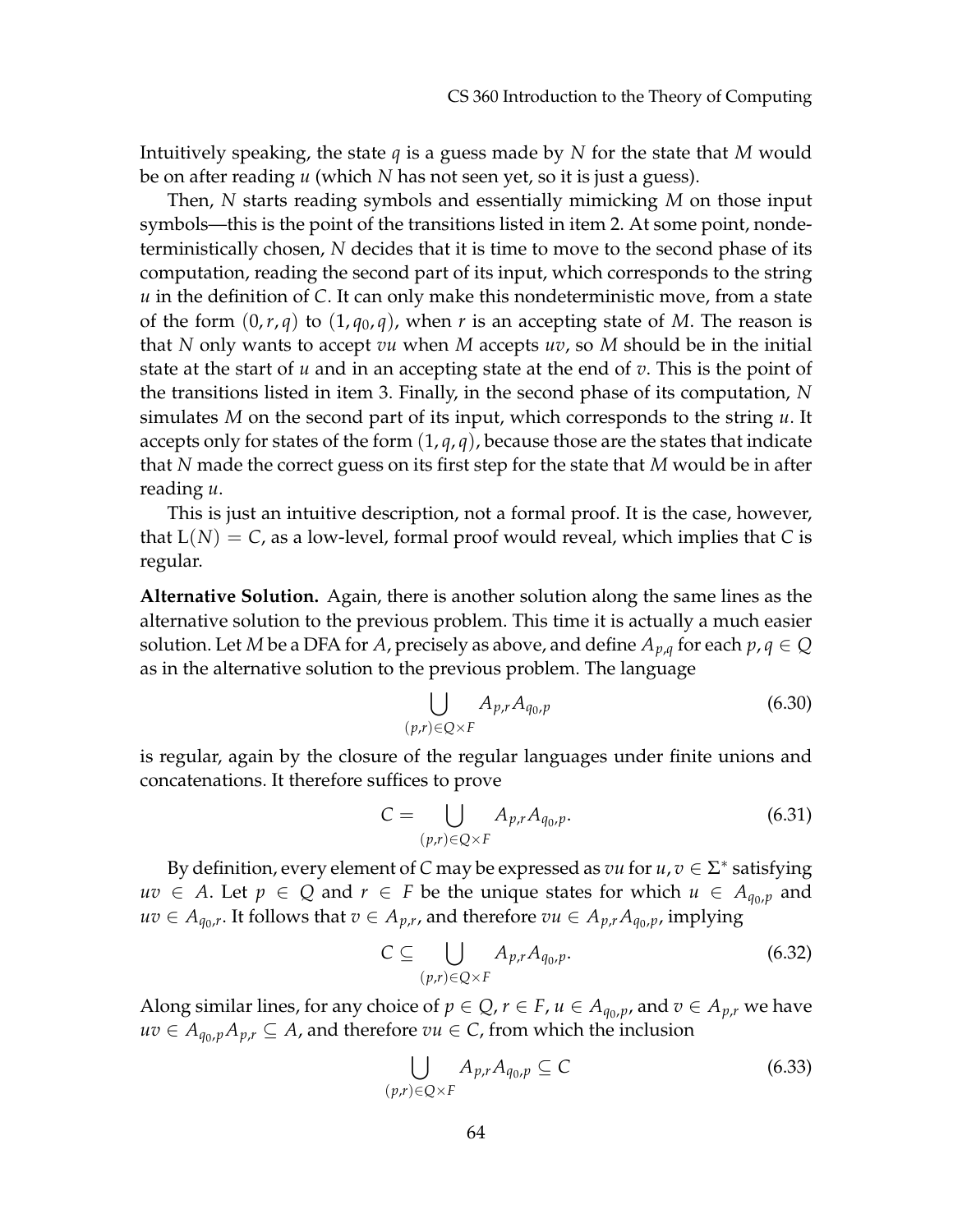Intuitively speaking, the state $q$ is a guess made by $N$ for the state that $M$ would be on after reading $u$ (which $N$ has not seen yet, so it is just a guess).

Then, $N$ starts reading symbols and essentially mimicking $M$ on those input symbols—this is the point of the transitions listed in item 2. At some point, nondeterministically chosen, $N$ decides that it is time to move to the second phase of its computation, reading the second part of its input, which corresponds to the string $u$ in the definition of $C$. It can only make this nondeterministic move, from a state of the form $(0, r, q)$ to $(1, q_0, q)$, when $r$ is an accepting state of $M$. The reason is that $N$ only wants to accept $vu$ when $M$ accepts $uv$, so $M$ should be in the initial state at the start of $u$ and in an accepting state at the end of $v$. This is the point of the transitions listed in item 3. Finally, in the second phase of its computation, $N$ simulates $M$ on the second part of its input, which corresponds to the string $u$. It accepts only for states of the form $(1, q, q)$, because those are the states that indicate that $N$ made the correct guess on its first step for the state that $M$ would be in after reading $u$.

This is just an intuitive description, not a formal proof. It is the case, however, that $\mathrm{L}(N) = C$, as a low-level, formal proof would reveal, which implies that $C$ is regular.

**Alternative Solution.** Again, there is another solution along the same lines as the alternative solution to the previous problem. This time it is actually a much easier solution. Let $M$ be a DFA for $A$, precisely as above, and define $A_{p,q}$ for each $p, q \in Q$ as in the alternative solution to the previous problem. The language

$$\bigcup_{(p,r) \in Q \times F} A_{p,r} A_{q_0,p} \tag{6.30}$$

is regular, again by the closure of the regular languages under finite unions and concatenations. It therefore suffices to prove

$$C = \bigcup_{(p,r) \in Q \times F} A_{p,r} A_{q_0,p}. \tag{6.31}$$

By definition, every element of $C$ may be expressed as $vu$ for $u, v \in \Sigma^*$ satisfying $uv \in A$. Let $p \in Q$ and $r \in F$ be the unique states for which $u \in A_{q_0,p}$ and $uv \in A_{q_0,r}$. It follows that $v \in A_{p,r}$, and therefore $vu \in A_{p,r}A_{q_0,p}$, implying

$$C \subseteq \bigcup_{(p,r) \in Q \times F} A_{p,r} A_{q_0,p}. \tag{6.32}$$

Along similar lines, for any choice of $p \in Q$, $r \in F$, $u \in A_{q_0,p}$, and $v \in A_{p,r}$ we have $uv \in A_{q_0,p} A_{p,r} \subseteq A$, and therefore $vu \in C$, from which the inclusion

$$\bigcup_{(p,r) \in Q \times F} A_{p,r} A_{q_0,p} \subseteq C \tag{6.33}$$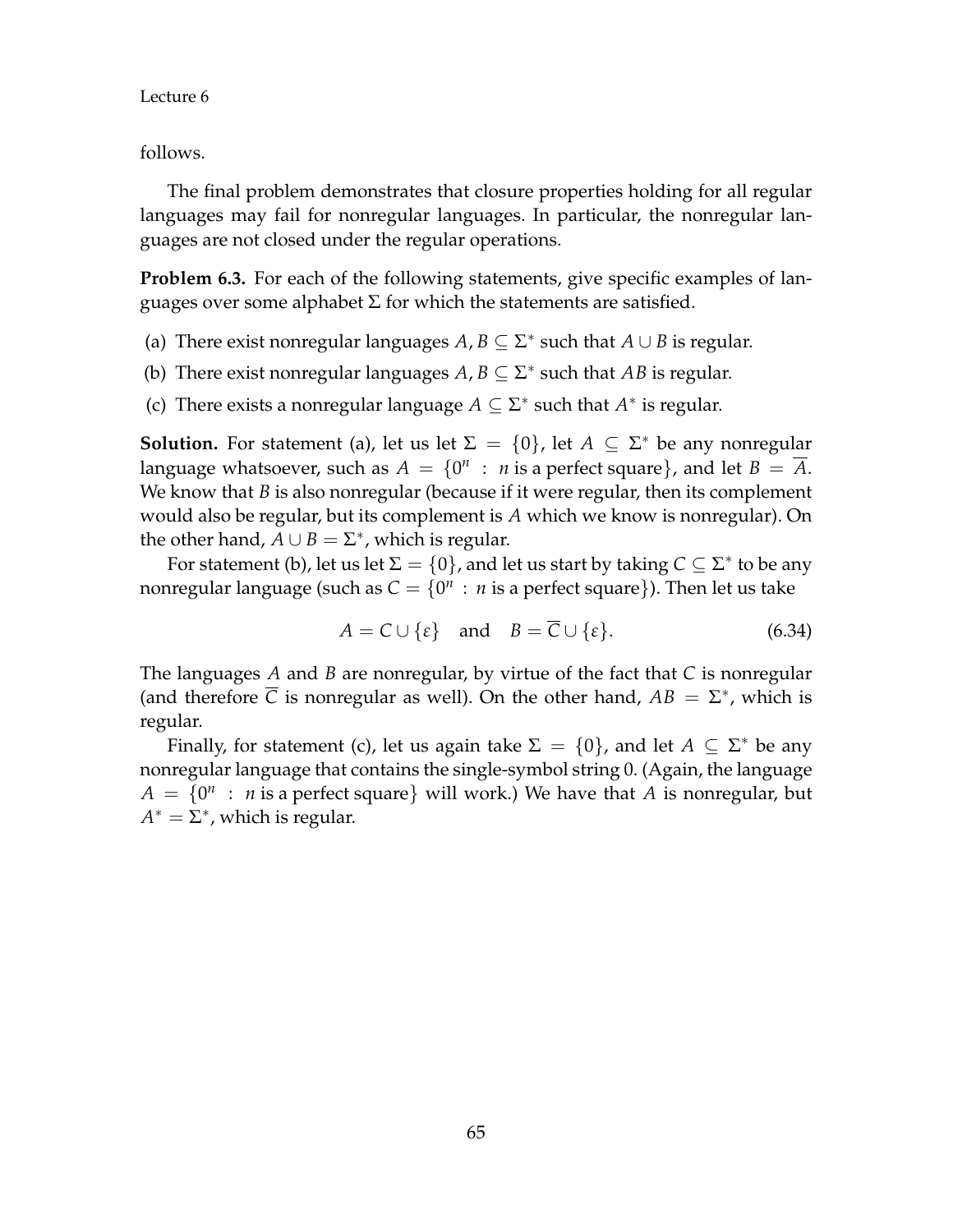follows.

The final problem demonstrates that closure properties holding for all regular languages may fail for nonregular languages. In particular, the nonregular languages are not closed under the regular operations.

**Problem 6.3.** For each of the following statements, give specific examples of languages over some alphabet $\Sigma$ for which the statements are satisfied.

(a) There exist nonregular languages $A, B \subseteq \Sigma^*$ such that $A \cup B$ is regular.

(b) There exist nonregular languages $A, B \subseteq \Sigma^*$ such that $AB$ is regular.

(c) There exists a nonregular language $A \subseteq \Sigma^*$ such that $A^*$ is regular.

**Solution.** For statement (a), let us let $\Sigma = \{0\}$, let $A \subseteq \Sigma^*$ be any nonregular language whatsoever, such as $A = \{0^n : n \text{ is a perfect square}\}$, and let $B = \overline{A}$. We know that $B$ is also nonregular (because if it were regular, then its complement would also be regular, but its complement is $A$ which we know is nonregular). On the other hand, $A \cup B = \Sigma^*$, which is regular.

For statement (b), let us let $\Sigma = \{0\}$, and let us start by taking $C \subseteq \Sigma^*$ to be any nonregular language (such as $C = \{0^n : n \text{ is a perfect square}\}$). Then let us take

$$A = C \cup \{\varepsilon\} \quad \text{and} \quad B = \overline{C} \cup \{\varepsilon\}. \tag{6.34}$$

The languages $A$ and $B$ are nonregular, by virtue of the fact that $C$ is nonregular (and therefore $\overline{C}$ is nonregular as well). On the other hand, $AB = \Sigma^*$, which is regular.

Finally, for statement (c), let us again take $\Sigma = \{0\}$, and let $A \subseteq \Sigma^*$ be any nonregular language that contains the single-symbol string 0. (Again, the language $A = \{0^n : n \text{ is a perfect square}\}$ will work.) We have that $A$ is nonregular, but $A^* = \Sigma^*$, which is regular.